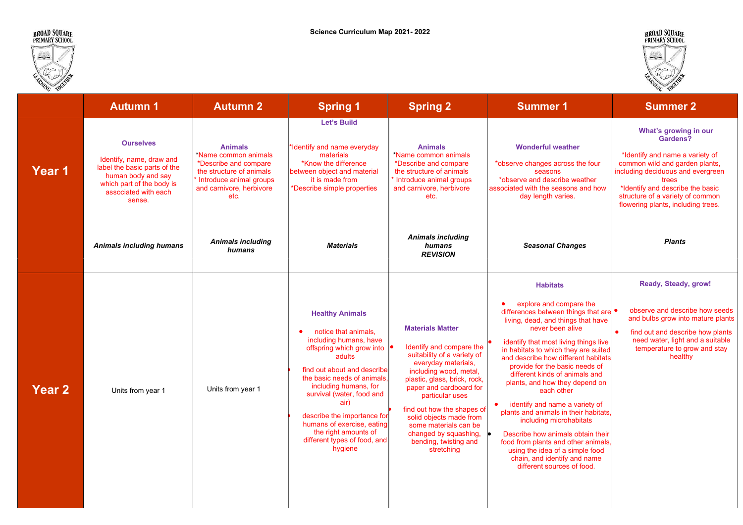# Science Curriculum Map 2021- 2022

|  | Autumn 1 | Autumn 2 | Spring 1 | Spring 2 | Summer 1 | Summer 2 |
|---|---|---|---|---|---|---|
| **Year 1** | **Ourselves**<br><br>Identify, name, draw and label the basic parts of the human body and say which part of the body is associated with each sense.<br><br>***Animals including humans*** | **Animals**<br>*Name common animals<br>*Describe and compare the structure of animals<br>* Introduce animal groups and carnivore, herbivore etc.<br><br>***Animals including humans*** | **Let's Build**<br><br>*Identify and name everyday materials<br>*Know the difference between object and material it is made from<br>*Describe simple properties<br><br>***Materials*** | **Animals**<br>*Name common animals<br>*Describe and compare the structure of animals<br>* Introduce animal groups and carnivore, herbivore etc.<br><br>***Animals including humans REVISION*** | **Wonderful weather**<br><br>*observe changes across the four seasons<br>*observe and describe weather associated with the seasons and how day length varies.<br><br>***Seasonal Changes*** | **What's growing in our Gardens?**<br><br>*Identify and name a variety of common wild and garden plants, including deciduous and evergreen trees<br>*Identify and describe the basic structure of a variety of common flowering plants, including trees.<br><br>***Plants*** |
| **Year 2** | Units from year 1 | Units from year 1 | **Healthy Animals**<br><br>• notice that animals, including humans, have offspring which grow into adults<br>• find out about and describe the basic needs of animals, including humans, for survival (water, food and air)<br>• describe the importance for humans of exercise, eating the right amounts of different types of food, and hygiene | **Materials Matter**<br><br>• Identify and compare the suitability of a variety of everyday materials, including wood, metal, plastic, glass, brick, rock, paper and cardboard for particular uses<br>• find out how the shapes of solid objects made from some materials can be changed by squashing, bending, twisting and stretching | **Habitats**<br><br>• explore and compare the differences between things that are living, dead, and things that have never been alive<br>• identify that most living things live in habitats to which they are suited and describe how different habitats provide for the basic needs of different kinds of animals and plants, and how they depend on each other<br>• identify and name a variety of plants and animals in their habitats, including microhabitats<br>• Describe how animals obtain their food from plants and other animals, using the idea of a simple food chain, and identify and name different sources of food. | **Ready, Steady, grow!**<br><br>• observe and describe how seeds and bulbs grow into mature plants<br>• find out and describe how plants need water, light and a suitable temperature to grow and stay healthy |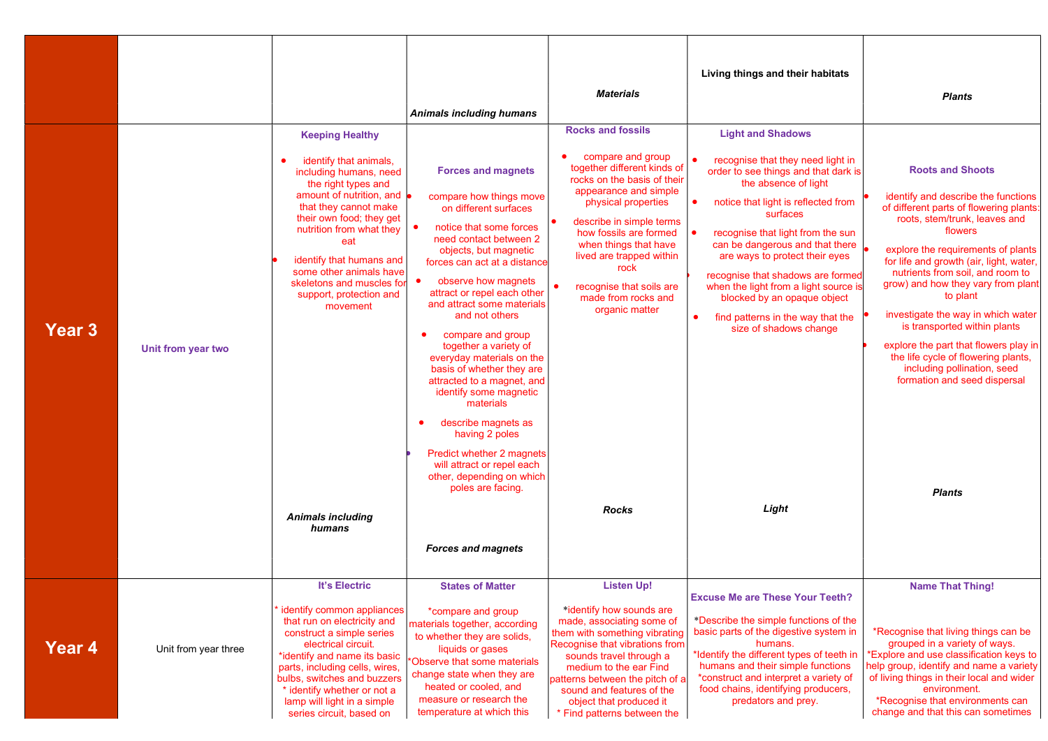| | | | | | | |
|---|---|---|---|---|---|---|
| | | | *Animals including humans* | *Materials* | **Living things and their habitats** | *Plants* |
| **Year 3** | **Unit from year two** | **Keeping Healthy**<br>• identify that animals, including humans, need the right types and amount of nutrition, and that they cannot make their own food; they get nutrition from what they eat<br>• identify that humans and some other animals have skeletons and muscles for support, protection and movement<br><br>***Animals including humans*** | **Forces and magnets**<br>• compare how things move on different surfaces<br>• notice that some forces need contact between 2 objects, but magnetic forces can act at a distance<br>• observe how magnets attract or repel each other and attract some materials and not others<br>• compare and group together a variety of everyday materials on the basis of whether they are attracted to a magnet, and identify some magnetic materials<br>• describe magnets as having 2 poles<br>• Predict whether 2 magnets will attract or repel each other, depending on which poles are facing.<br><br>***Forces and magnets*** | **Rocks and fossils**<br>• compare and group together different kinds of rocks on the basis of their appearance and simple physical properties<br>• describe in simple terms how fossils are formed when things that have lived are trapped within rock<br>• recognise that soils are made from rocks and organic matter<br><br>***Rocks*** | **Light and Shadows**<br>• recognise that they need light in order to see things and that dark is the absence of light<br>• notice that light is reflected from surfaces<br>• recognise that light from the sun can be dangerous and that there are ways to protect their eyes<br>• recognise that shadows are formed when the light from a light source is blocked by an opaque object<br>• find patterns in the way that the size of shadows change<br><br>***Light*** | **Roots and Shoots**<br>• identify and describe the functions of different parts of flowering plants: roots, stem/trunk, leaves and flowers<br>• explore the requirements of plants for life and growth (air, light, water, nutrients from soil, and room to grow) and how they vary from plant to plant<br>• investigate the way in which water is transported within plants<br>• explore the part that flowers play in the life cycle of flowering plants, including pollination, seed formation and seed dispersal<br><br>***Plants*** |
| **Year 4** | Unit from year three | **It's Electric**<br>* identify common appliances that run on electricity and construct a simple series electrical circuit.<br>*identify and name its basic parts, including cells, wires, bulbs, switches and buzzers<br>* identify whether or not a lamp will light in a simple series circuit, based on | **States of Matter**<br>*compare and group materials together, according to whether they are solids, liquids or gases<br>*Observe that some materials change state when they are heated or cooled, and measure or research the temperature at which this | **Listen Up!**<br>*identify how sounds are made, associating some of them with something vibrating Recognise that vibrations from sounds travel through a medium to the ear Find patterns between the pitch of a sound and features of the object that produced it<br>* Find patterns between the | **Excuse Me are These Your Teeth?**<br>*Describe the simple functions of the basic parts of the digestive system in humans.<br>*Identify the different types of teeth in humans and their simple functions<br>*construct and interpret a variety of food chains, identifying producers, predators and prey. | **Name That Thing!**<br>*Recognise that living things can be grouped in a variety of ways.<br>*Explore and use classification keys to help group, identify and name a variety of living things in their local and wider environment.<br>*Recognise that environments can change and that this can sometimes |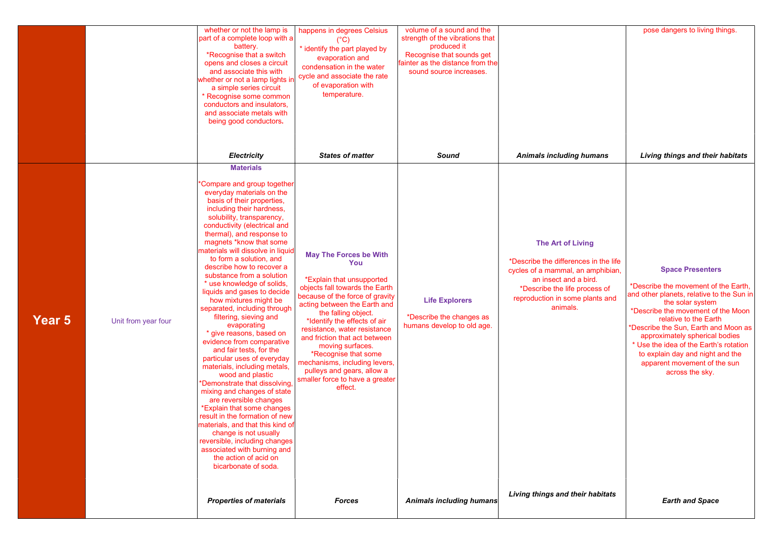| | | | | | | |
|---|---|---|---|---|---|---|
| | | whether or not the lamp is part of a complete loop with a battery.<br>*Recognise that a switch opens and closes a circuit and associate this with whether or not a lamp lights in a simple series circuit<br>* Recognise some common conductors and insulators, and associate metals with being good conductors. | happens in degrees Celsius (°C)<br>* identify the part played by evaporation and condensation in the water cycle and associate the rate of evaporation with temperature. | volume of a sound and the strength of the vibrations that produced it<br>Recognise that sounds get fainter as the distance from the sound source increases. | | pose dangers to living things. |
| | | ***Electricity*** | ***States of matter*** | ***Sound*** | ***Animals including humans*** | ***Living things and their habitats*** |
| **Year 5** | Unit from year four | **Materials**<br><br>*Compare and group together everyday materials on the basis of their properties, including their hardness, solubility, transparency, conductivity (electrical and thermal), and response to magnets *know that some materials will dissolve in liquid to form a solution, and describe how to recover a substance from a solution<br>* use knowledge of solids, liquids and gases to decide how mixtures might be separated, including through filtering, sieving and evaporating<br>* give reasons, based on evidence from comparative and fair tests, for the particular uses of everyday materials, including metals, wood and plastic<br>*Demonstrate that dissolving, mixing and changes of state are reversible changes<br>*Explain that some changes result in the formation of new materials, and that this kind of change is not usually reversible, including changes associated with burning and the action of acid on bicarbonate of soda. | **May The Forces be With You**<br><br>*Explain that unsupported objects fall towards the Earth because of the force of gravity acting between the Earth and the falling object.<br>*Identify the effects of air resistance, water resistance and friction that act between moving surfaces.<br>*Recognise that some mechanisms, including levers, pulleys and gears, allow a smaller force to have a greater effect. | **Life Explorers**<br><br>*Describe the changes as humans develop to old age. | **The Art of Living**<br><br>*Describe the differences in the life cycles of a mammal, an amphibian, an insect and a bird.<br>*Describe the life process of reproduction in some plants and animals. | **Space Presenters**<br><br>*Describe the movement of the Earth, and other planets, relative to the Sun in the solar system<br>*Describe the movement of the Moon relative to the Earth<br>*Describe the Sun, Earth and Moon as approximately spherical bodies<br>* Use the idea of the Earth's rotation to explain day and night and the apparent movement of the sun across the sky. |
| | | ***Properties of materials*** | ***Forces*** | ***Animals including humans*** | ***Living things and their habitats*** | ***Earth and Space*** |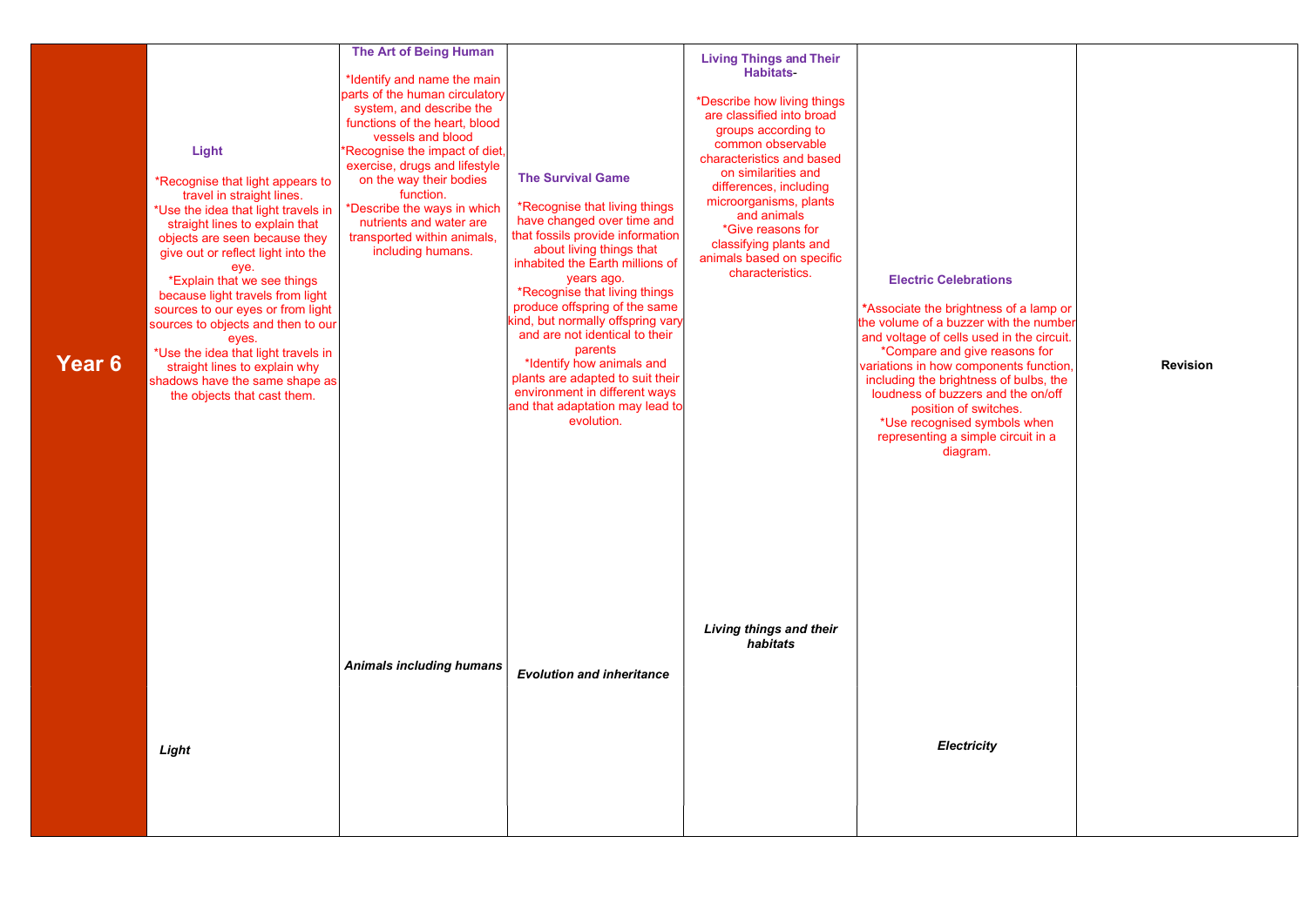| | | | | | | |
|---|---|---|---|---|---|---|
| **Year 6** | **Light**<br><br>*Recognise that light appears to travel in straight lines.<br>*Use the idea that light travels in straight lines to explain that objects are seen because they give out or reflect light into the eye.<br>*Explain that we see things because light travels from light sources to our eyes or from light sources to objects and then to our eyes.<br>*Use the idea that light travels in straight lines to explain why shadows have the same shape as the objects that cast them.<br><br>***Light*** | **The Art of Being Human**<br><br>*Identify and name the main parts of the human circulatory system, and describe the functions of the heart, blood vessels and blood<br>*Recognise the impact of diet, exercise, drugs and lifestyle on the way their bodies function.<br>*Describe the ways in which nutrients and water are transported within animals, including humans.<br><br>***Animals including humans*** | **The Survival Game**<br><br>*Recognise that living things have changed over time and that fossils provide information about living things that inhabited the Earth millions of years ago.<br>*Recognise that living things produce offspring of the same kind, but normally offspring vary and are not identical to their parents<br>*Identify how animals and plants are adapted to suit their environment in different ways and that adaptation may lead to evolution.<br><br>***Evolution and inheritance*** | **Living Things and Their Habitats-**<br><br>*Describe how living things are classified into broad groups according to common observable characteristics and based on similarities and differences, including microorganisms, plants and animals<br>*Give reasons for classifying plants and animals based on specific characteristics.<br><br>***Living things and their habitats*** | **Electric Celebrations**<br><br>*Associate the brightness of a lamp or the volume of a buzzer with the number and voltage of cells used in the circuit.<br>*Compare and give reasons for variations in how components function, including the brightness of bulbs, the loudness of buzzers and the on/off position of switches.<br>*Use recognised symbols when representing a simple circuit in a diagram.<br><br>***Electricity*** | **Revision** |